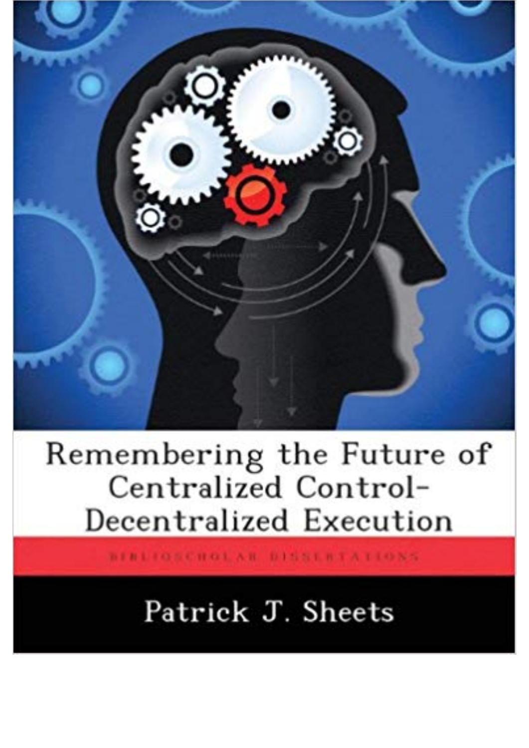# Remembering the Future of Centralized Control-Decentralized Execution

BIBLIOSCHOLAR DISSERTATIONS

Patrick J. Sheets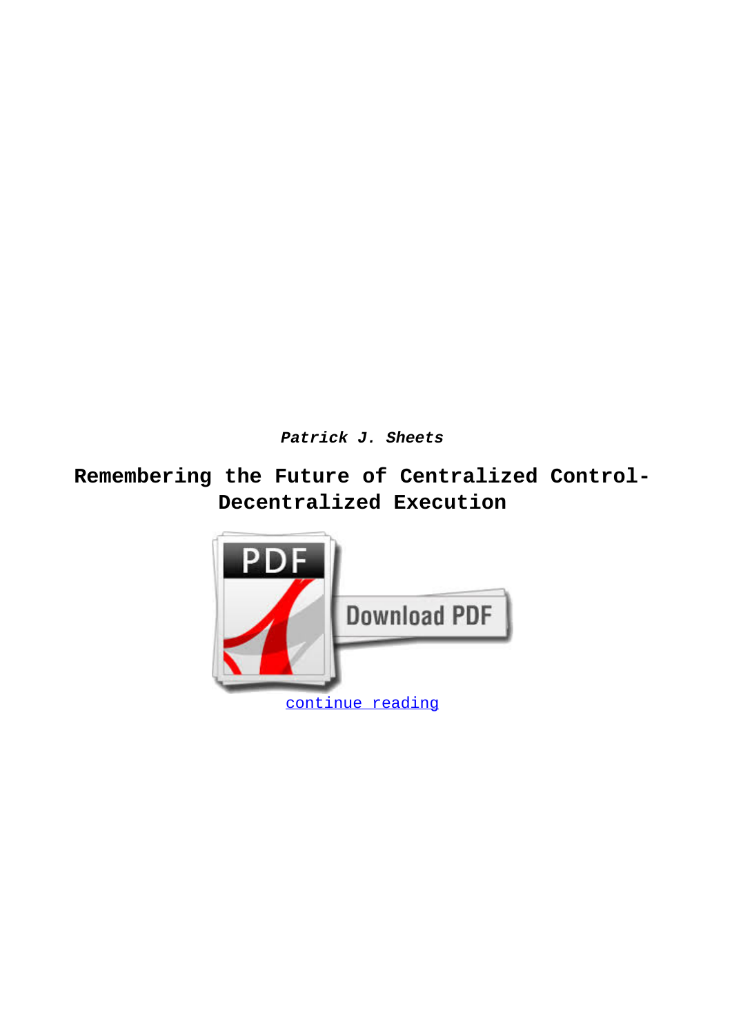***Patrick J. Sheets***

# Remembering the Future of Centralized Control-Decentralized Execution

continue reading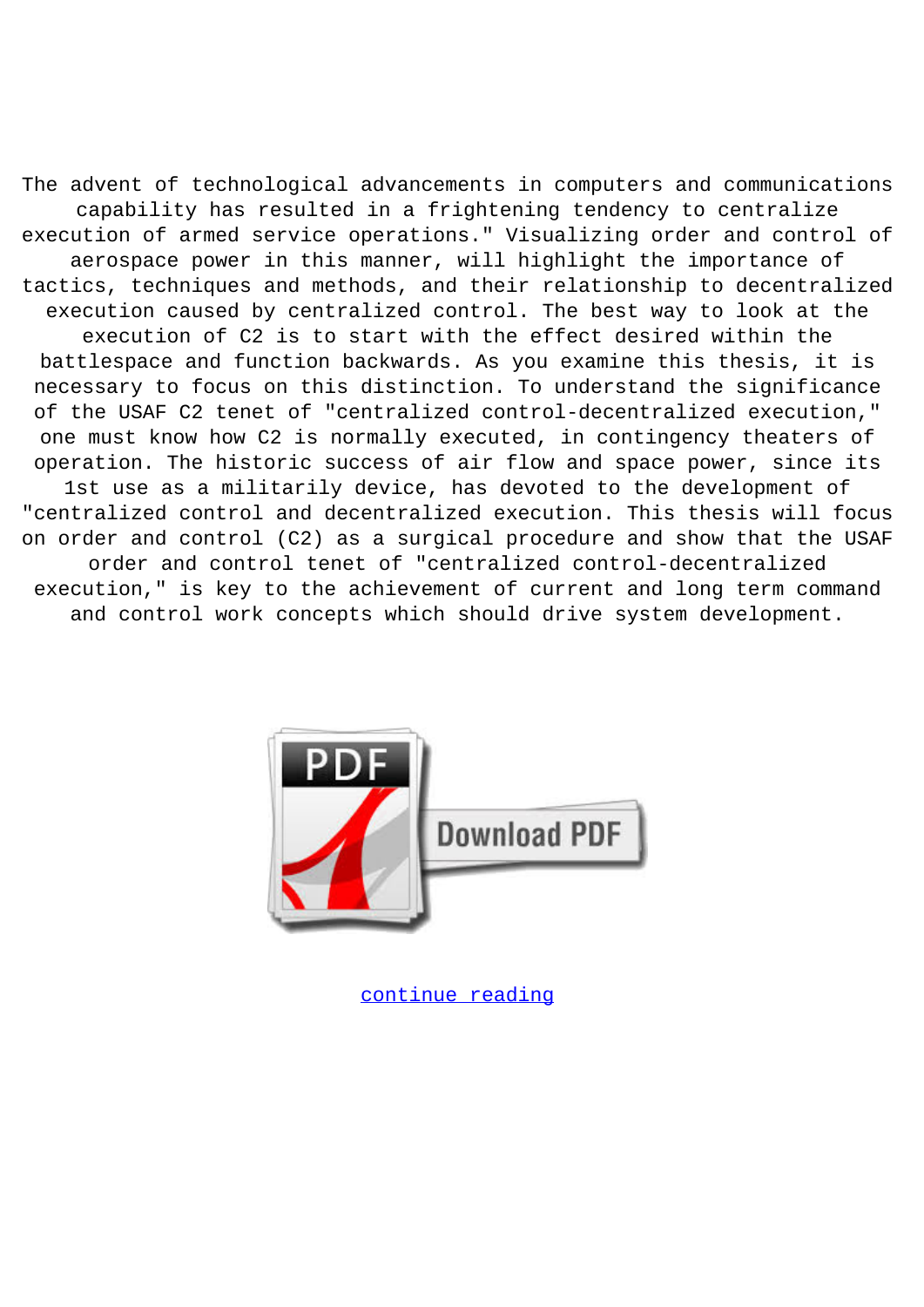The advent of technological advancements in computers and communications capability has resulted in a frightening tendency to centralize execution of armed service operations." Visualizing order and control of aerospace power in this manner, will highlight the importance of tactics, techniques and methods, and their relationship to decentralized execution caused by centralized control. The best way to look at the execution of C2 is to start with the effect desired within the battlespace and function backwards. As you examine this thesis, it is necessary to focus on this distinction. To understand the significance of the USAF C2 tenet of "centralized control-decentralized execution," one must know how C2 is normally executed, in contingency theaters of operation. The historic success of air flow and space power, since its 1st use as a militarily device, has devoted to the development of "centralized control and decentralized execution. This thesis will focus on order and control (C2) as a surgical procedure and show that the USAF order and control tenet of "centralized control-decentralized execution," is key to the achievement of current and long term command and control work concepts which should drive system development.

continue reading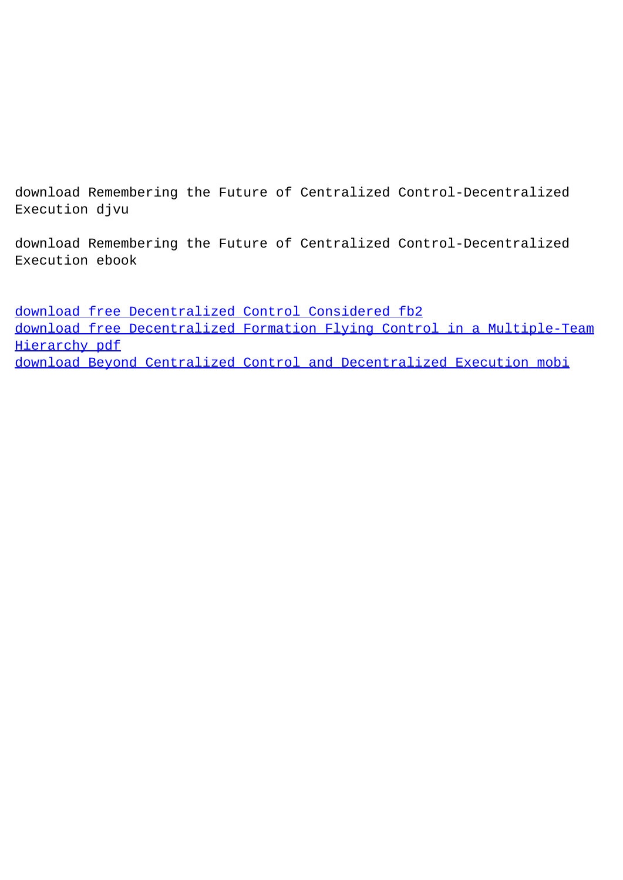download Remembering the Future of Centralized Control-Decentralized Execution djvu

download Remembering the Future of Centralized Control-Decentralized Execution ebook

download free Decentralized Control Considered fb2
download free Decentralized Formation Flying Control in a Multiple-Team Hierarchy pdf
download Beyond Centralized Control and Decentralized Execution mobi